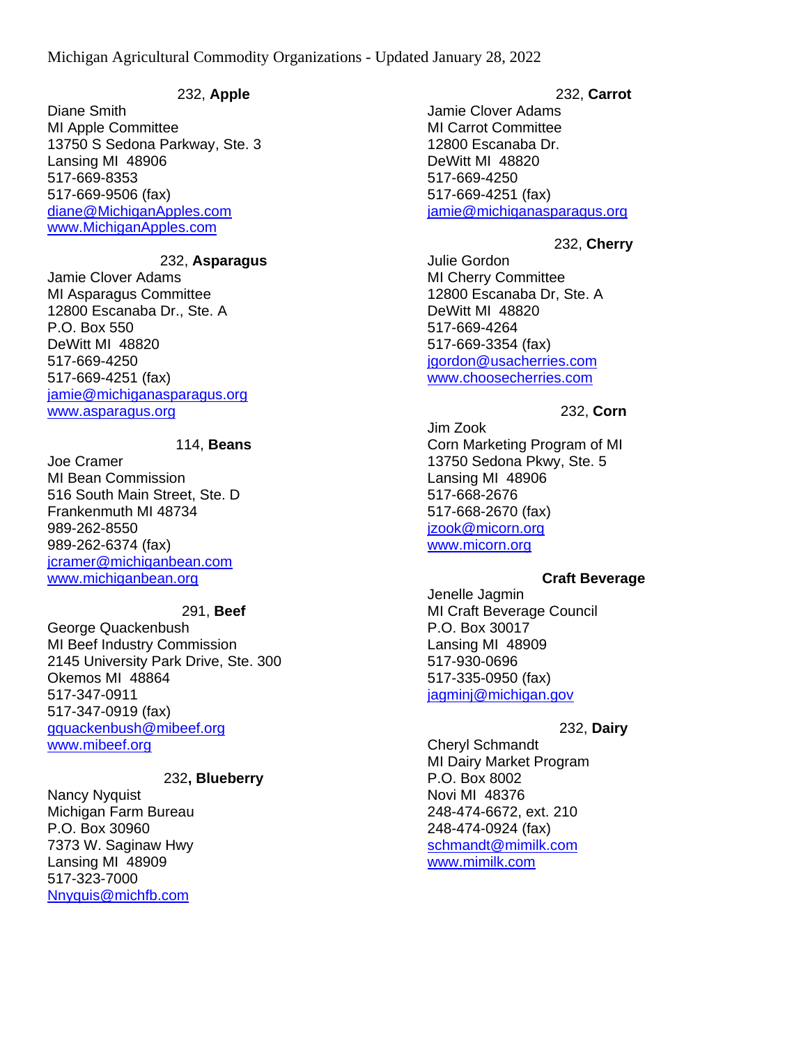Michigan Agricultural Commodity Organizations - Updated January 28, 2022

232, **Apple**

Diane Smith
MI Apple Committee
13750 S Sedona Parkway, Ste. 3
Lansing MI 48906
517-669-8353
517-669-9506 (fax)
diane@MichiganApples.com
www.MichiganApples.com

232, **Asparagus**

Jamie Clover Adams
MI Asparagus Committee
12800 Escanaba Dr., Ste. A
P.O. Box 550
DeWitt MI 48820
517-669-4250
517-669-4251 (fax)
jamie@michiganasparagus.org
www.asparagus.org

114, **Beans**

Joe Cramer
MI Bean Commission
516 South Main Street, Ste. D
Frankenmuth MI 48734
989-262-8550
989-262-6374 (fax)
jcramer@michiganbean.com
www.michiganbean.org

291, **Beef**

George Quackenbush
MI Beef Industry Commission
2145 University Park Drive, Ste. 300
Okemos MI 48864
517-347-0911
517-347-0919 (fax)
gquackenbush@mibeef.org
www.mibeef.org

232**, Blueberry**

Nancy Nyquist
Michigan Farm Bureau
P.O. Box 30960
7373 W. Saginaw Hwy
Lansing MI 48909
517-323-7000
Nnyquis@michfb.com

232, **Carrot**

Jamie Clover Adams
MI Carrot Committee
12800 Escanaba Dr.
DeWitt MI 48820
517-669-4250
517-669-4251 (fax)
jamie@michiganasparagus.org

232, **Cherry**

Julie Gordon
MI Cherry Committee
12800 Escanaba Dr, Ste. A
DeWitt MI 48820
517-669-4264
517-669-3354 (fax)
jgordon@usacherries.com
www.choosecherries.com

232, **Corn**

Jim Zook
Corn Marketing Program of MI
13750 Sedona Pkwy, Ste. 5
Lansing MI 48906
517-668-2676
517-668-2670 (fax)
jzook@micorn.org
www.micorn.org

**Craft Beverage**

Jenelle Jagmin
MI Craft Beverage Council
P.O. Box 30017
Lansing MI 48909
517-930-0696
517-335-0950 (fax)
jagminj@michigan.gov

232, **Dairy**

Cheryl Schmandt
MI Dairy Market Program
P.O. Box 8002
Novi MI 48376
248-474-6672, ext. 210
248-474-0924 (fax)
schmandt@mimilk.com
www.mimilk.com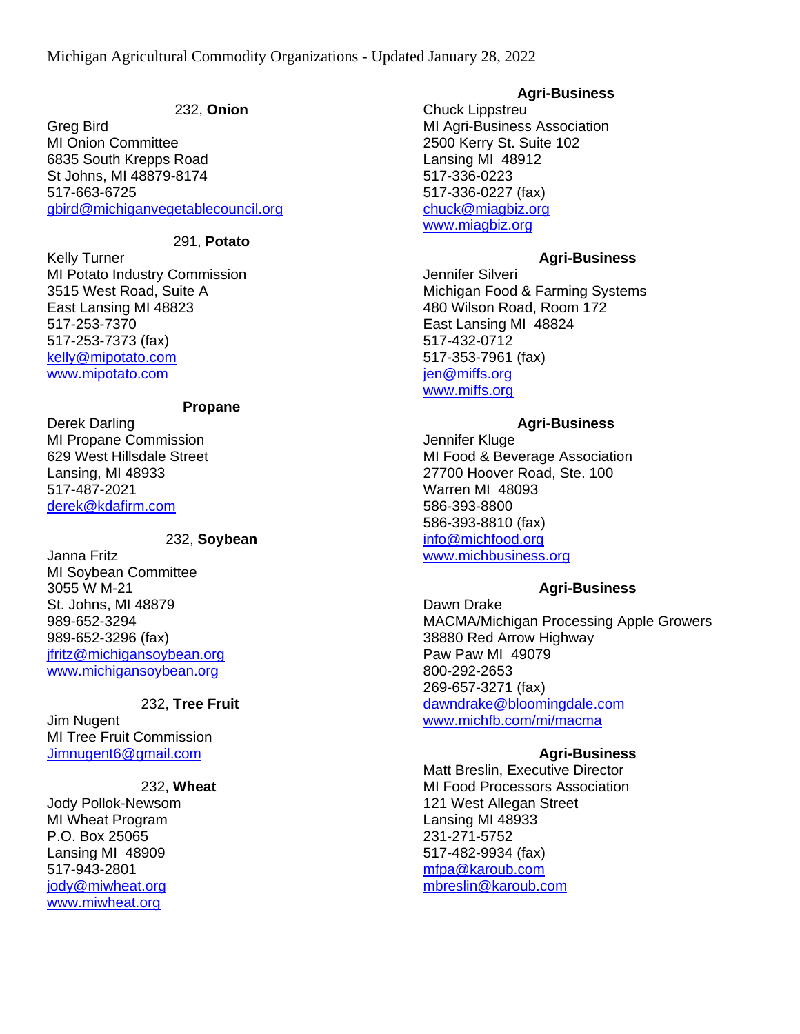### 232, **Onion**

Greg Bird
MI Onion Committee
6835 South Krepps Road
St Johns, MI 48879-8174
517-663-6725
gbird@michiganvegetablecouncil.org

### 291, **Potato**

Kelly Turner
MI Potato Industry Commission
3515 West Road, Suite A
East Lansing MI 48823
517-253-7370
517-253-7373 (fax)
kelly@mipotato.com
www.mipotato.com

### **Propane**

Derek Darling
MI Propane Commission
629 West Hillsdale Street
Lansing, MI 48933
517-487-2021
derek@kdafirm.com

### 232, **Soybean**

Janna Fritz
MI Soybean Committee
3055 W M-21
St. Johns, MI 48879
989-652-3294
989-652-3296 (fax)
jfritz@michigansoybean.org
www.michigansoybean.org

### 232, **Tree Fruit**

Jim Nugent
MI Tree Fruit Commission
Jimnugent6@gmail.com

### 232, **Wheat**

Jody Pollok-Newsom
MI Wheat Program
P.O. Box 25065
Lansing MI 48909
517-943-2801
jody@miwheat.org
www.miwheat.org

### **Agri-Business**

Chuck Lippstreu
MI Agri-Business Association
2500 Kerry St. Suite 102
Lansing MI 48912
517-336-0223
517-336-0227 (fax)
chuck@miagbiz.org
www.miagbiz.org

### **Agri-Business**

Jennifer Silveri
Michigan Food & Farming Systems
480 Wilson Road, Room 172
East Lansing MI 48824
517-432-0712
517-353-7961 (fax)
jen@miffs.org
www.miffs.org

### **Agri-Business**

Jennifer Kluge
MI Food & Beverage Association
27700 Hoover Road, Ste. 100
Warren MI 48093
586-393-8800
586-393-8810 (fax)
info@michfood.org
www.michbusiness.org

### **Agri-Business**

Dawn Drake
MACMA/Michigan Processing Apple Growers
38880 Red Arrow Highway
Paw Paw MI 49079
800-292-2653
269-657-3271 (fax)
dawndrake@bloomingdale.com
www.michfb.com/mi/macma

### **Agri-Business**

Matt Breslin, Executive Director
MI Food Processors Association
121 West Allegan Street
Lansing MI 48933
231-271-5752
517-482-9934 (fax)
mfpa@karoub.com
mbreslin@karoub.com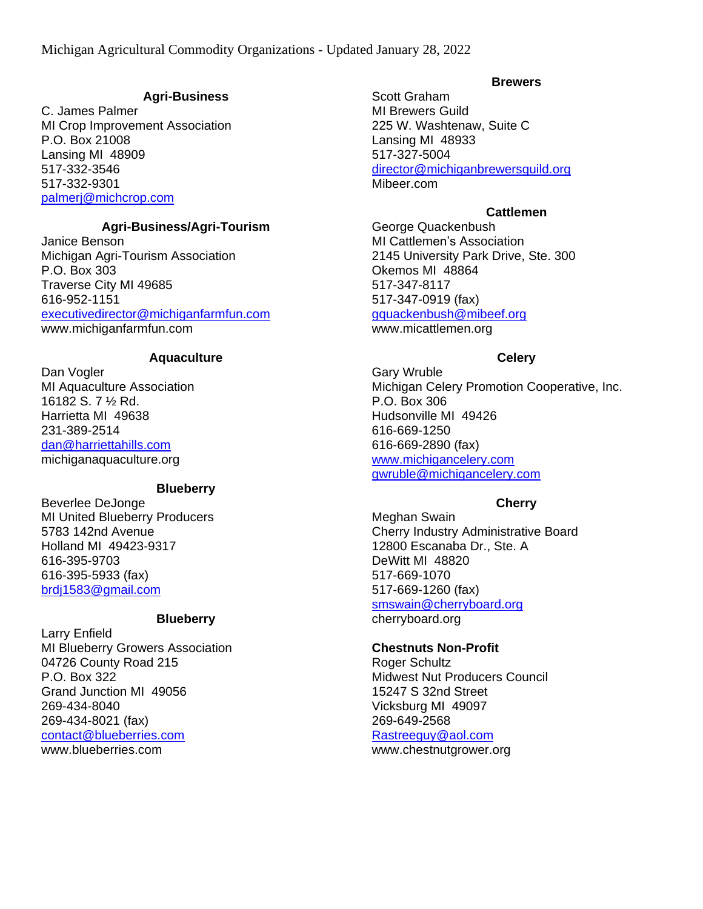Michigan Agricultural Commodity Organizations - Updated January 28, 2022

**Agri-Business**

C. James Palmer
MI Crop Improvement Association
P.O. Box 21008
Lansing MI 48909
517-332-3546
517-332-9301
palmerj@michcrop.com

**Agri-Business/Agri-Tourism**

Janice Benson
Michigan Agri-Tourism Association
P.O. Box 303
Traverse City MI 49685
616-952-1151
executivedirector@michiganfarmfun.com
www.michiganfarmfun.com

**Aquaculture**

Dan Vogler
MI Aquaculture Association
16182 S. 7 ½ Rd.
Harrietta MI 49638
231-389-2514
dan@harriettahills.com
michiganaquaculture.org

**Blueberry**

Beverlee DeJonge
MI United Blueberry Producers
5783 142nd Avenue
Holland MI 49423-9317
616-395-9703
616-395-5933 (fax)
brdj1583@gmail.com

**Blueberry**

Larry Enfield
MI Blueberry Growers Association
04726 County Road 215
P.O. Box 322
Grand Junction MI 49056
269-434-8040
269-434-8021 (fax)
contact@blueberries.com
www.blueberries.com

**Brewers**

Scott Graham
MI Brewers Guild
225 W. Washtenaw, Suite C
Lansing MI 48933
517-327-5004
director@michiganbrewersguild.org
Mibeer.com

**Cattlemen**

George Quackenbush
MI Cattlemen's Association
2145 University Park Drive, Ste. 300
Okemos MI 48864
517-347-8117
517-347-0919 (fax)
gquackenbush@mibeef.org
www.micattlemen.org

**Celery**

Gary Wruble
Michigan Celery Promotion Cooperative, Inc.
P.O. Box 306
Hudsonville MI 49426
616-669-1250
616-669-2890 (fax)
www.michigancelery.com
gwruble@michigancelery.com

**Cherry**

Meghan Swain
Cherry Industry Administrative Board
12800 Escanaba Dr., Ste. A
DeWitt MI 48820
517-669-1070
517-669-1260 (fax)
smswain@cherryboard.org
cherryboard.org

**Chestnuts Non-Profit**

Roger Schultz
Midwest Nut Producers Council
15247 S 32nd Street
Vicksburg MI 49097
269-649-2568
Rastreeguy@aol.com
www.chestnutgrower.org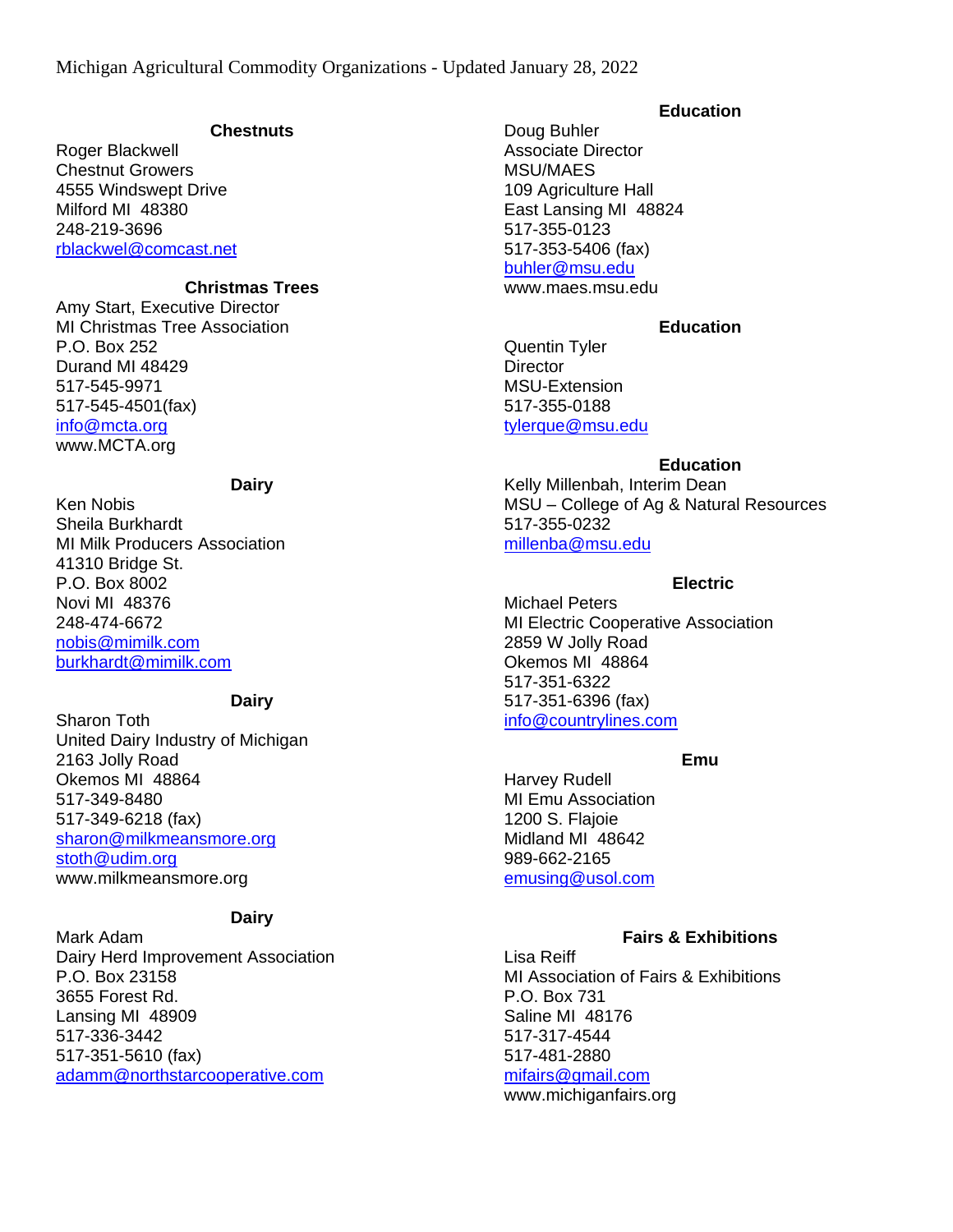Michigan Agricultural Commodity Organizations - Updated January 28, 2022

### Chestnuts

Roger Blackwell
Chestnut Growers
4555 Windswept Drive
Milford MI 48380
248-219-3696
rblackwel@comcast.net

### Christmas Trees

Amy Start, Executive Director
MI Christmas Tree Association
P.O. Box 252
Durand MI 48429
517-545-9971
517-545-4501(fax)
info@mcta.org
www.MCTA.org

### Dairy

Ken Nobis
Sheila Burkhardt
MI Milk Producers Association
41310 Bridge St.
P.O. Box 8002
Novi MI 48376
248-474-6672
nobis@mimilk.com
burkhardt@mimilk.com

### Dairy

Sharon Toth
United Dairy Industry of Michigan
2163 Jolly Road
Okemos MI 48864
517-349-8480
517-349-6218 (fax)
sharon@milkmeansmore.org
stoth@udim.org
www.milkmeansmore.org

### Dairy

Mark Adam
Dairy Herd Improvement Association
P.O. Box 23158
3655 Forest Rd.
Lansing MI 48909
517-336-3442
517-351-5610 (fax)
adamm@northstarcooperative.com

### Education

Doug Buhler
Associate Director
MSU/MAES
109 Agriculture Hall
East Lansing MI 48824
517-355-0123
517-353-5406 (fax)
buhler@msu.edu
www.maes.msu.edu

### Education

Quentin Tyler
Director
MSU-Extension
517-355-0188
tylerque@msu.edu

### Education

Kelly Millenbah, Interim Dean
MSU – College of Ag & Natural Resources
517-355-0232
millenba@msu.edu

### Electric

Michael Peters
MI Electric Cooperative Association
2859 W Jolly Road
Okemos MI 48864
517-351-6322
517-351-6396 (fax)
info@countrylines.com

### Emu

Harvey Rudell
MI Emu Association
1200 S. Flajoie
Midland MI 48642
989-662-2165
emusing@usol.com

### Fairs & Exhibitions

Lisa Reiff
MI Association of Fairs & Exhibitions
P.O. Box 731
Saline MI 48176
517-317-4544
517-481-2880
mifairs@gmail.com
www.michiganfairs.org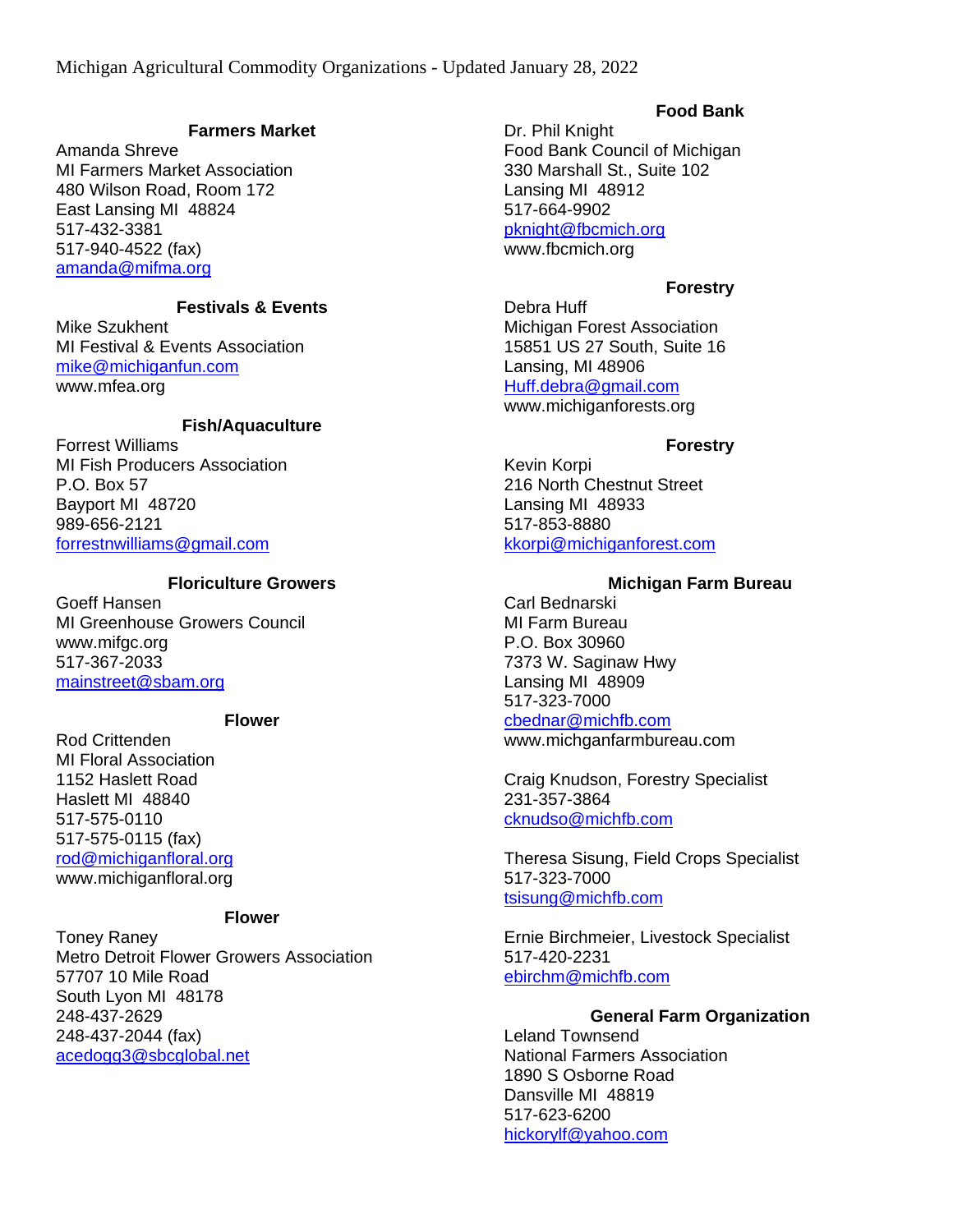Michigan Agricultural Commodity Organizations - Updated January 28, 2022

**Farmers Market**

Amanda Shreve
MI Farmers Market Association
480 Wilson Road, Room 172
East Lansing MI  48824
517-432-3381
517-940-4522 (fax)
amanda@mifma.org

**Festivals & Events**

Mike Szukhent
MI Festival & Events Association
mike@michiganfun.com
www.mfea.org

**Fish/Aquaculture**

Forrest Williams
MI Fish Producers Association
P.O. Box 57
Bayport MI  48720
989-656-2121
forrestnwilliams@gmail.com

**Floriculture Growers**

Goeff Hansen
MI Greenhouse Growers Council
www.mifgc.org
517-367-2033
mainstreet@sbam.org

**Flower**

Rod Crittenden
MI Floral Association
1152 Haslett Road
Haslett MI  48840
517-575-0110
517-575-0115 (fax)
rod@michiganfloral.org
www.michiganfloral.org

**Flower**

Toney Raney
Metro Detroit Flower Growers Association
57707 10 Mile Road
South Lyon MI  48178
248-437-2629
248-437-2044 (fax)
acedogg3@sbcglobal.net

**Food Bank**

Dr. Phil Knight
Food Bank Council of Michigan
330 Marshall St., Suite 102
Lansing MI  48912
517-664-9902
pknight@fbcmich.org
www.fbcmich.org

**Forestry**

Debra Huff
Michigan Forest Association
15851 US 27 South, Suite 16
Lansing, MI 48906
Huff.debra@gmail.com
www.michiganforests.org

**Forestry**

Kevin Korpi
216 North Chestnut Street
Lansing MI  48933
517-853-8880
kkorpi@michiganforest.com

**Michigan Farm Bureau**

Carl Bednarski
MI Farm Bureau
P.O. Box 30960
7373 W. Saginaw Hwy
Lansing MI  48909
517-323-7000
cbednar@michfb.com
www.michganfarmbureau.com

Craig Knudson, Forestry Specialist
231-357-3864
cknudso@michfb.com

Theresa Sisung, Field Crops Specialist
517-323-7000
tsisung@michfb.com

Ernie Birchmeier, Livestock Specialist
517-420-2231
ebirchm@michfb.com

**General Farm Organization**

Leland Townsend
National Farmers Association
1890 S Osborne Road
Dansville MI  48819
517-623-6200
hickorylf@yahoo.com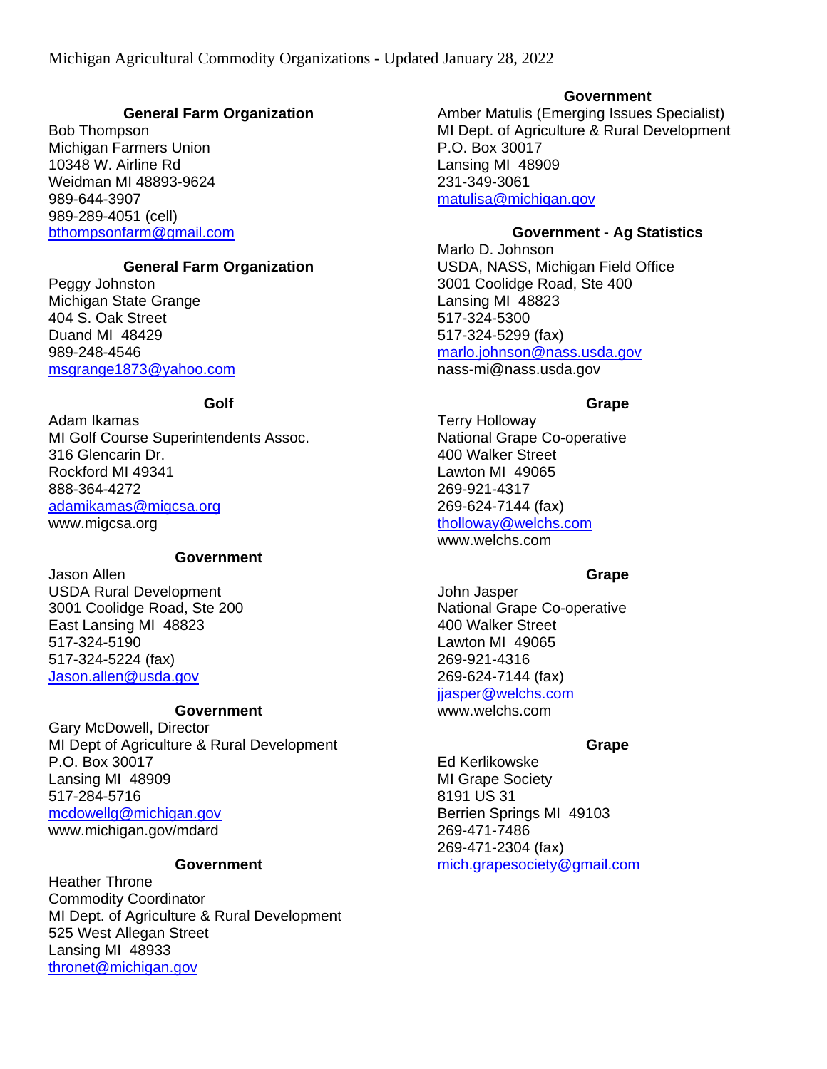Michigan Agricultural Commodity Organizations - Updated January 28, 2022

**General Farm Organization**

Bob Thompson
Michigan Farmers Union
10348 W. Airline Rd
Weidman MI 48893-9624
989-644-3907
989-289-4051 (cell)
bthompsonfarm@gmail.com

**General Farm Organization**

Peggy Johnston
Michigan State Grange
404 S. Oak Street
Duand MI 48429
989-248-4546
msgrange1873@yahoo.com

**Golf**

Adam Ikamas
MI Golf Course Superintendents Assoc.
316 Glencarin Dr.
Rockford MI 49341
888-364-4272
adamikamas@migcsa.org
www.migcsa.org

**Government**

Jason Allen
USDA Rural Development
3001 Coolidge Road, Ste 200
East Lansing MI 48823
517-324-5190
517-324-5224 (fax)
Jason.allen@usda.gov

**Government**

Gary McDowell, Director
MI Dept of Agriculture & Rural Development
P.O. Box 30017
Lansing MI 48909
517-284-5716
mcdowellg@michigan.gov
www.michigan.gov/mdard

**Government**

Heather Throne
Commodity Coordinator
MI Dept. of Agriculture & Rural Development
525 West Allegan Street
Lansing MI 48933
thronet@michigan.gov

**Government**

Amber Matulis (Emerging Issues Specialist)
MI Dept. of Agriculture & Rural Development
P.O. Box 30017
Lansing MI 48909
231-349-3061
matulisa@michigan.gov

**Government - Ag Statistics**

Marlo D. Johnson
USDA, NASS, Michigan Field Office
3001 Coolidge Road, Ste 400
Lansing MI 48823
517-324-5300
517-324-5299 (fax)
marlo.johnson@nass.usda.gov
nass-mi@nass.usda.gov

**Grape**

Terry Holloway
National Grape Co-operative
400 Walker Street
Lawton MI 49065
269-921-4317
269-624-7144 (fax)
tholloway@welchs.com
www.welchs.com

**Grape**

John Jasper
National Grape Co-operative
400 Walker Street
Lawton MI 49065
269-921-4316
269-624-7144 (fax)
jjasper@welchs.com
www.welchs.com

**Grape**

Ed Kerlikowske
MI Grape Society
8191 US 31
Berrien Springs MI 49103
269-471-7486
269-471-2304 (fax)
mich.grapesociety@gmail.com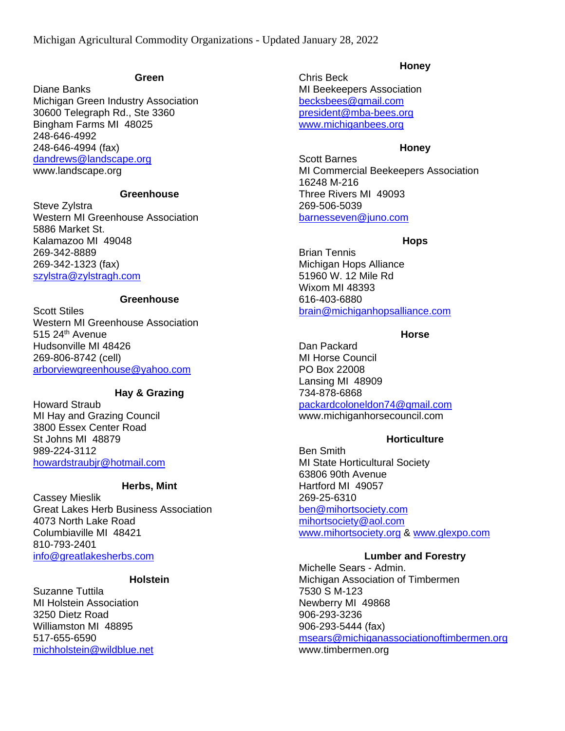Michigan Agricultural Commodity Organizations - Updated January 28, 2022

### Green

Diane Banks
Michigan Green Industry Association
30600 Telegraph Rd., Ste 3360
Bingham Farms MI 48025
248-646-4992
248-646-4994 (fax)
dandrews@landscape.org
www.landscape.org

### Greenhouse

Steve Zylstra
Western MI Greenhouse Association
5886 Market St.
Kalamazoo MI 49048
269-342-8889
269-342-1323 (fax)
szylstra@zylstragh.com

### Greenhouse

Scott Stiles
Western MI Greenhouse Association
515 24th Avenue
Hudsonville MI 48426
269-806-8742 (cell)
arborviewgreenhouse@yahoo.com

### Hay & Grazing

Howard Straub
MI Hay and Grazing Council
3800 Essex Center Road
St Johns MI 48879
989-224-3112
howardstraubjr@hotmail.com

### Herbs, Mint

Cassey Mieslik
Great Lakes Herb Business Association
4073 North Lake Road
Columbiaville MI 48421
810-793-2401
info@greatlakesherbs.com

### Holstein

Suzanne Tuttila
MI Holstein Association
3250 Dietz Road
Williamston MI 48895
517-655-6590
michholstein@wildblue.net

### Honey

Chris Beck
MI Beekeepers Association
becksbees@gmail.com
president@mba-bees.org
www.michiganbees.org

### Honey

Scott Barnes
MI Commercial Beekeepers Association
16248 M-216
Three Rivers MI 49093
269-506-5039
barnesseven@juno.com

### Hops

Brian Tennis
Michigan Hops Alliance
51960 W. 12 Mile Rd
Wixom MI 48393
616-403-6880
brain@michiganhopsalliance.com

### Horse

Dan Packard
MI Horse Council
PO Box 22008
Lansing MI 48909
734-878-6868
packardcoloneldon74@gmail.com
www.michiganhorsecouncil.com

### Horticulture

Ben Smith
MI State Horticultural Society
63806 90th Avenue
Hartford MI 49057
269-25-6310
ben@mihortsociety.com
mihortsociety@aol.com
www.mihortsociety.org & www.glexpo.com

### Lumber and Forestry

Michelle Sears - Admin.
Michigan Association of Timbermen
7530 S M-123
Newberry MI 49868
906-293-3236
906-293-5444 (fax)
msears@michiganassociationoftimbermen.org
www.timbermen.org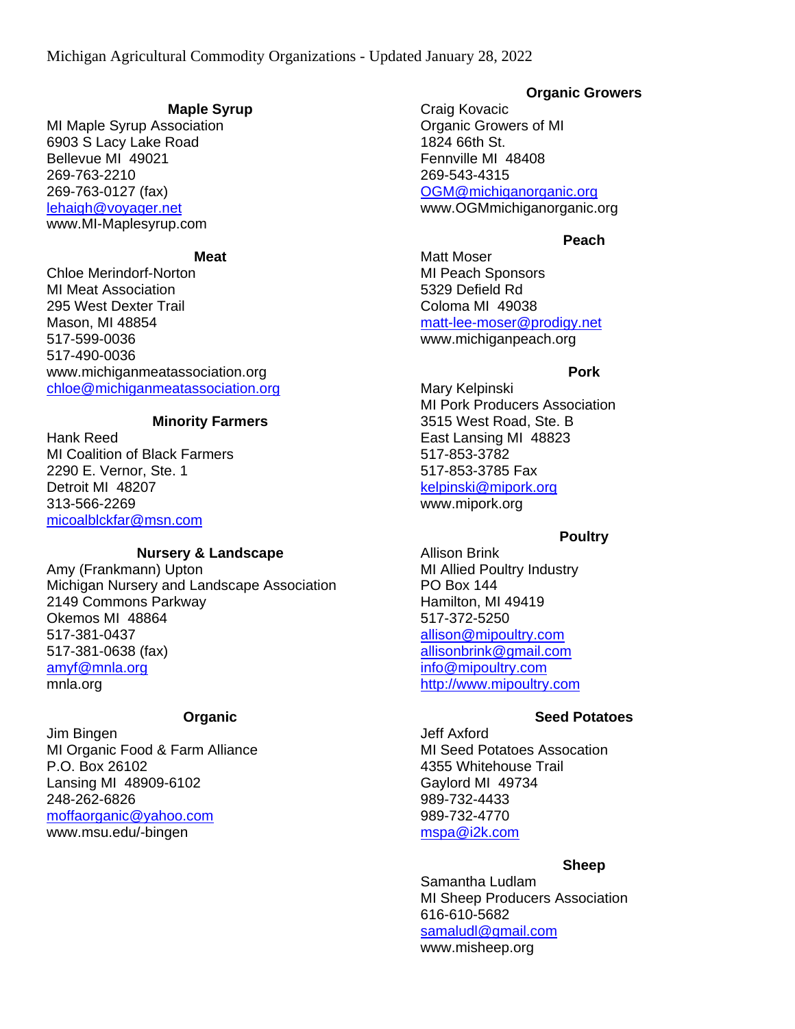Michigan Agricultural Commodity Organizations - Updated January 28, 2022

**Maple Syrup**

MI Maple Syrup Association
6903 S Lacy Lake Road
Bellevue MI 49021
269-763-2210
269-763-0127 (fax)
lehaigh@voyager.net
www.MI-Maplesyrup.com

**Meat**

Chloe Merindorf-Norton
MI Meat Association
295 West Dexter Trail
Mason, MI 48854
517-599-0036
517-490-0036
www.michiganmeatassociation.org
chloe@michiganmeatassociation.org

**Minority Farmers**

Hank Reed
MI Coalition of Black Farmers
2290 E. Vernor, Ste. 1
Detroit MI 48207
313-566-2269
micoalblckfar@msn.com

**Nursery & Landscape**

Amy (Frankmann) Upton
Michigan Nursery and Landscape Association
2149 Commons Parkway
Okemos MI 48864
517-381-0437
517-381-0638 (fax)
amyf@mnla.org
mnla.org

**Organic**

Jim Bingen
MI Organic Food & Farm Alliance
P.O. Box 26102
Lansing MI 48909-6102
248-262-6826
moffaorganic@yahoo.com
www.msu.edu/-bingen

**Organic Growers**

Craig Kovacic
Organic Growers of MI
1824 66th St.
Fennville MI 48408
269-543-4315
OGM@michiganorganic.org
www.OGMmichiganorganic.org

**Peach**

Matt Moser
MI Peach Sponsors
5329 Defield Rd
Coloma MI 49038
matt-lee-moser@prodigy.net
www.michiganpeach.org

**Pork**

Mary Kelpinski
MI Pork Producers Association
3515 West Road, Ste. B
East Lansing MI 48823
517-853-3782
517-853-3785 Fax
kelpinski@mipork.org
www.mipork.org

**Poultry**

Allison Brink
MI Allied Poultry Industry
PO Box 144
Hamilton, MI 49419
517-372-5250
allison@mipoultry.com
allisonbrink@gmail.com
info@mipoultry.com
http://www.mipoultry.com

**Seed Potatoes**

Jeff Axford
MI Seed Potatoes Assocation
4355 Whitehouse Trail
Gaylord MI 49734
989-732-4433
989-732-4770
mspa@i2k.com

**Sheep**

Samantha Ludlam
MI Sheep Producers Association
616-610-5682
samaludl@gmail.com
www.misheep.org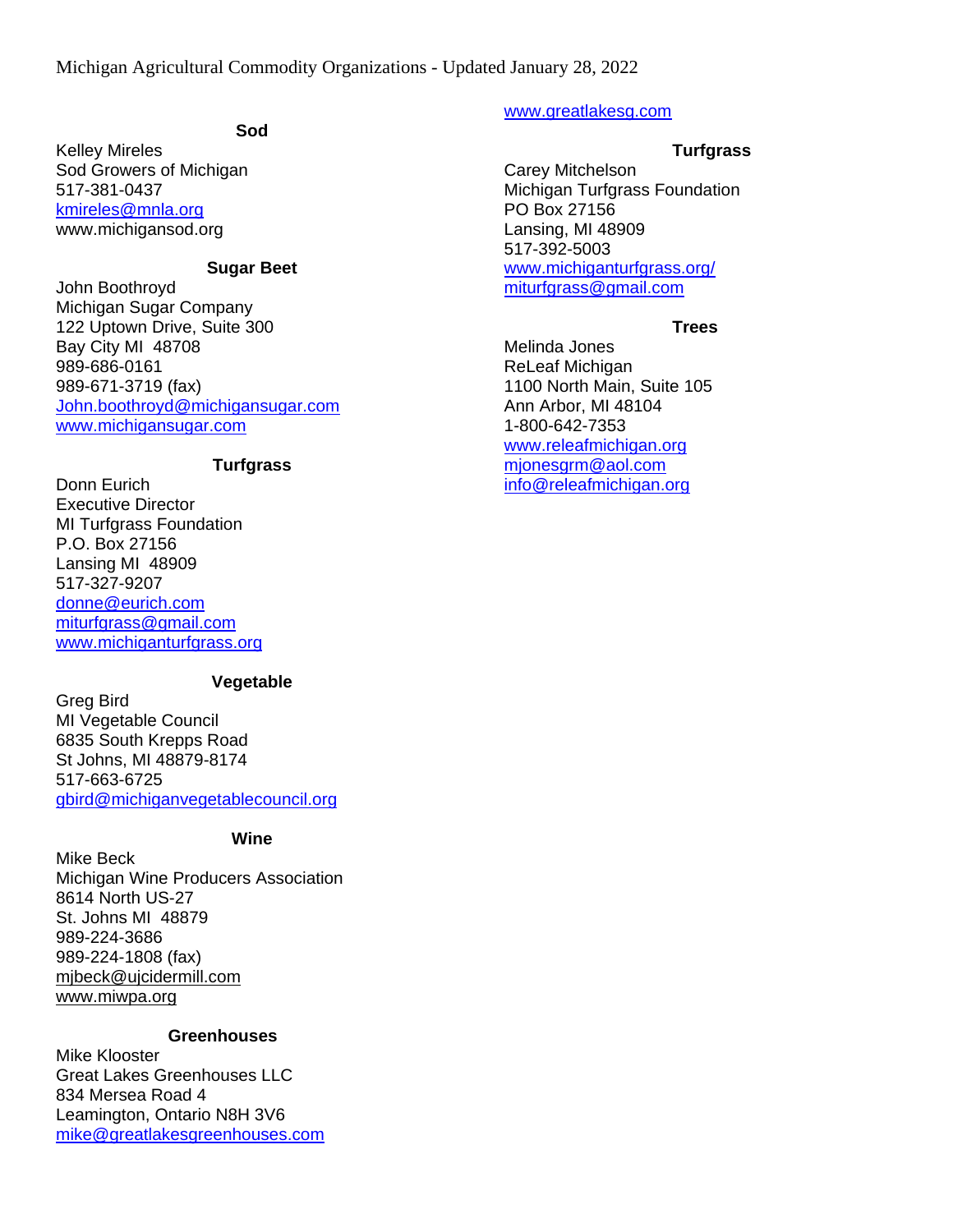Michigan Agricultural Commodity Organizations - Updated January 28, 2022

**Sod**

Kelley Mireles
Sod Growers of Michigan
517-381-0437
kmireles@mnla.org
www.michigansod.org

**Sugar Beet**

John Boothroyd
Michigan Sugar Company
122 Uptown Drive, Suite 300
Bay City MI 48708
989-686-0161
989-671-3719 (fax)
John.boothroyd@michigansugar.com
www.michigansugar.com

**Turfgrass**

Donn Eurich
Executive Director
MI Turfgrass Foundation
P.O. Box 27156
Lansing MI 48909
517-327-9207
donne@eurich.com
miturfgrass@gmail.com
www.michiganturfgrass.org

**Vegetable**

Greg Bird
MI Vegetable Council
6835 South Krepps Road
St Johns, MI 48879-8174
517-663-6725
gbird@michiganvegetablecouncil.org

**Wine**

Mike Beck
Michigan Wine Producers Association
8614 North US-27
St. Johns MI 48879
989-224-3686
989-224-1808 (fax)
mjbeck@ujcidermill.com
www.miwpa.org

**Greenhouses**

Mike Klooster
Great Lakes Greenhouses LLC
834 Mersea Road 4
Leamington, Ontario N8H 3V6
mike@greatlakesgreenhouses.com
www.greatlakesg.com

**Turfgrass**

Carey Mitchelson
Michigan Turfgrass Foundation
PO Box 27156
Lansing, MI 48909
517-392-5003
www.michiganturfgrass.org/
miturfgrass@gmail.com

**Trees**

Melinda Jones
ReLeaf Michigan
1100 North Main, Suite 105
Ann Arbor, MI 48104
1-800-642-7353
www.releafmichigan.org
mjonesgrm@aol.com
info@releafmichigan.org